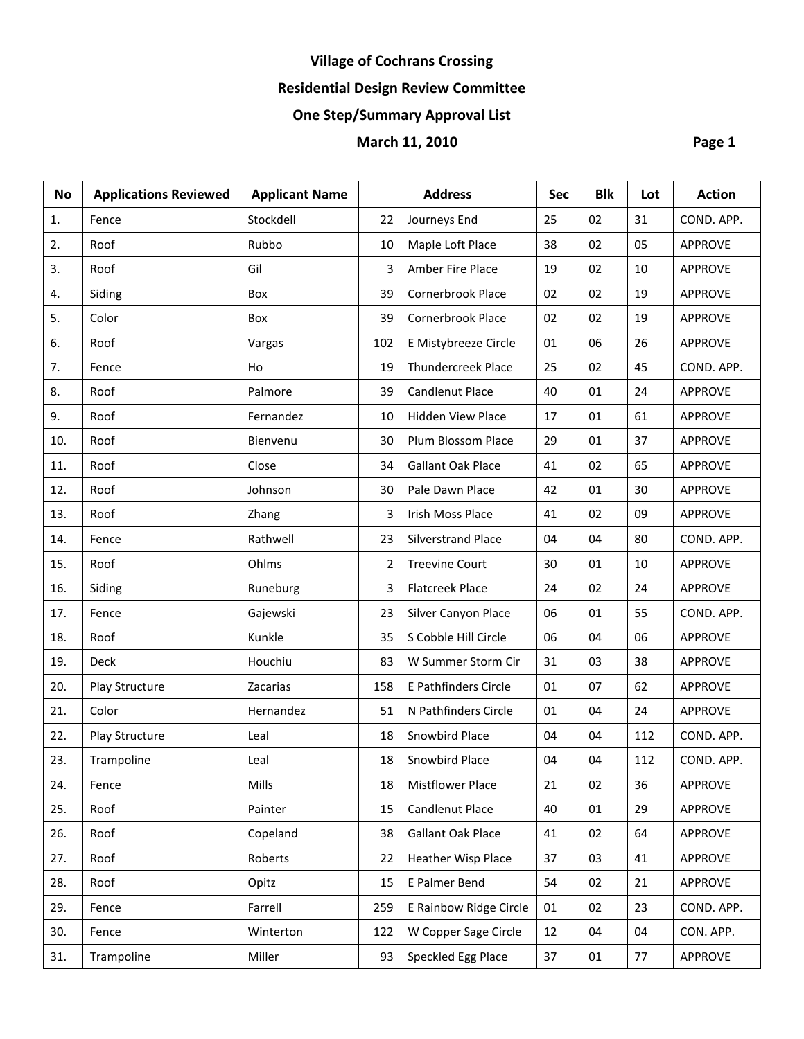# Village of Cochrans Crossing

## Residential Design Review Committee

## One Step/Summary Approval List

**March 11, 2010**

| No | Applications Reviewed | Applicant Name | Address | | Sec | Blk | Lot | Action |
|---|---|---|---|---|---|---|---|---|
| 1. | Fence | Stockdell | 22 | Journeys End | 25 | 02 | 31 | COND. APP. |
| 2. | Roof | Rubbo | 10 | Maple Loft Place | 38 | 02 | 05 | APPROVE |
| 3. | Roof | Gil | 3 | Amber Fire Place | 19 | 02 | 10 | APPROVE |
| 4. | Siding | Box | 39 | Cornerbrook Place | 02 | 02 | 19 | APPROVE |
| 5. | Color | Box | 39 | Cornerbrook Place | 02 | 02 | 19 | APPROVE |
| 6. | Roof | Vargas | 102 | E Mistybreeze Circle | 01 | 06 | 26 | APPROVE |
| 7. | Fence | Ho | 19 | Thundercreek Place | 25 | 02 | 45 | COND. APP. |
| 8. | Roof | Palmore | 39 | Candlenut Place | 40 | 01 | 24 | APPROVE |
| 9. | Roof | Fernandez | 10 | Hidden View Place | 17 | 01 | 61 | APPROVE |
| 10. | Roof | Bienvenu | 30 | Plum Blossom Place | 29 | 01 | 37 | APPROVE |
| 11. | Roof | Close | 34 | Gallant Oak Place | 41 | 02 | 65 | APPROVE |
| 12. | Roof | Johnson | 30 | Pale Dawn Place | 42 | 01 | 30 | APPROVE |
| 13. | Roof | Zhang | 3 | Irish Moss Place | 41 | 02 | 09 | APPROVE |
| 14. | Fence | Rathwell | 23 | Silverstrand Place | 04 | 04 | 80 | COND. APP. |
| 15. | Roof | Ohlms | 2 | Treevine Court | 30 | 01 | 10 | APPROVE |
| 16. | Siding | Runeburg | 3 | Flatcreek Place | 24 | 02 | 24 | APPROVE |
| 17. | Fence | Gajewski | 23 | Silver Canyon Place | 06 | 01 | 55 | COND. APP. |
| 18. | Roof | Kunkle | 35 | S Cobble Hill Circle | 06 | 04 | 06 | APPROVE |
| 19. | Deck | Houchiu | 83 | W Summer Storm Cir | 31 | 03 | 38 | APPROVE |
| 20. | Play Structure | Zacarias | 158 | E Pathfinders Circle | 01 | 07 | 62 | APPROVE |
| 21. | Color | Hernandez | 51 | N Pathfinders Circle | 01 | 04 | 24 | APPROVE |
| 22. | Play Structure | Leal | 18 | Snowbird Place | 04 | 04 | 112 | COND. APP. |
| 23. | Trampoline | Leal | 18 | Snowbird Place | 04 | 04 | 112 | COND. APP. |
| 24. | Fence | Mills | 18 | Mistflower Place | 21 | 02 | 36 | APPROVE |
| 25. | Roof | Painter | 15 | Candlenut Place | 40 | 01 | 29 | APPROVE |
| 26. | Roof | Copeland | 38 | Gallant Oak Place | 41 | 02 | 64 | APPROVE |
| 27. | Roof | Roberts | 22 | Heather Wisp Place | 37 | 03 | 41 | APPROVE |
| 28. | Roof | Opitz | 15 | E Palmer Bend | 54 | 02 | 21 | APPROVE |
| 29. | Fence | Farrell | 259 | E Rainbow Ridge Circle | 01 | 02 | 23 | COND. APP. |
| 30. | Fence | Winterton | 122 | W Copper Sage Circle | 12 | 04 | 04 | CON. APP. |
| 31. | Trampoline | Miller | 93 | Speckled Egg Place | 37 | 01 | 77 | APPROVE |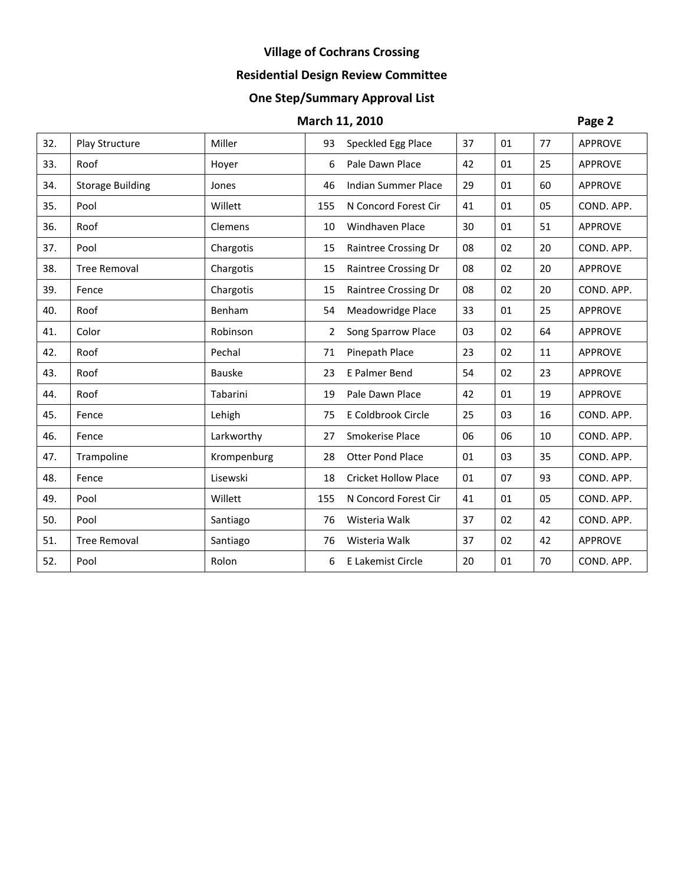**Village of Cochrans Crossing**

**Residential Design Review Committee**

**One Step/Summary Approval List**

**March 11, 2010**

| | | | | | | | | |
|---|---|---|---|---|---|---|---|---|
| 32. | Play Structure | Miller | 93 | Speckled Egg Place | 37 | 01 | 77 | APPROVE |
| 33. | Roof | Hoyer | 6 | Pale Dawn Place | 42 | 01 | 25 | APPROVE |
| 34. | Storage Building | Jones | 46 | Indian Summer Place | 29 | 01 | 60 | APPROVE |
| 35. | Pool | Willett | 155 | N Concord Forest Cir | 41 | 01 | 05 | COND. APP. |
| 36. | Roof | Clemens | 10 | Windhaven Place | 30 | 01 | 51 | APPROVE |
| 37. | Pool | Chargotis | 15 | Raintree Crossing Dr | 08 | 02 | 20 | COND. APP. |
| 38. | Tree Removal | Chargotis | 15 | Raintree Crossing Dr | 08 | 02 | 20 | APPROVE |
| 39. | Fence | Chargotis | 15 | Raintree Crossing Dr | 08 | 02 | 20 | COND. APP. |
| 40. | Roof | Benham | 54 | Meadowridge Place | 33 | 01 | 25 | APPROVE |
| 41. | Color | Robinson | 2 | Song Sparrow Place | 03 | 02 | 64 | APPROVE |
| 42. | Roof | Pechal | 71 | Pinepath Place | 23 | 02 | 11 | APPROVE |
| 43. | Roof | Bauske | 23 | E Palmer Bend | 54 | 02 | 23 | APPROVE |
| 44. | Roof | Tabarini | 19 | Pale Dawn Place | 42 | 01 | 19 | APPROVE |
| 45. | Fence | Lehigh | 75 | E Coldbrook Circle | 25 | 03 | 16 | COND. APP. |
| 46. | Fence | Larkworthy | 27 | Smokerise Place | 06 | 06 | 10 | COND. APP. |
| 47. | Trampoline | Krompenburg | 28 | Otter Pond Place | 01 | 03 | 35 | COND. APP. |
| 48. | Fence | Lisewski | 18 | Cricket Hollow Place | 01 | 07 | 93 | COND. APP. |
| 49. | Pool | Willett | 155 | N Concord Forest Cir | 41 | 01 | 05 | COND. APP. |
| 50. | Pool | Santiago | 76 | Wisteria Walk | 37 | 02 | 42 | COND. APP. |
| 51. | Tree Removal | Santiago | 76 | Wisteria Walk | 37 | 02 | 42 | APPROVE |
| 52. | Pool | Rolon | 6 | E Lakemist Circle | 20 | 01 | 70 | COND. APP. |